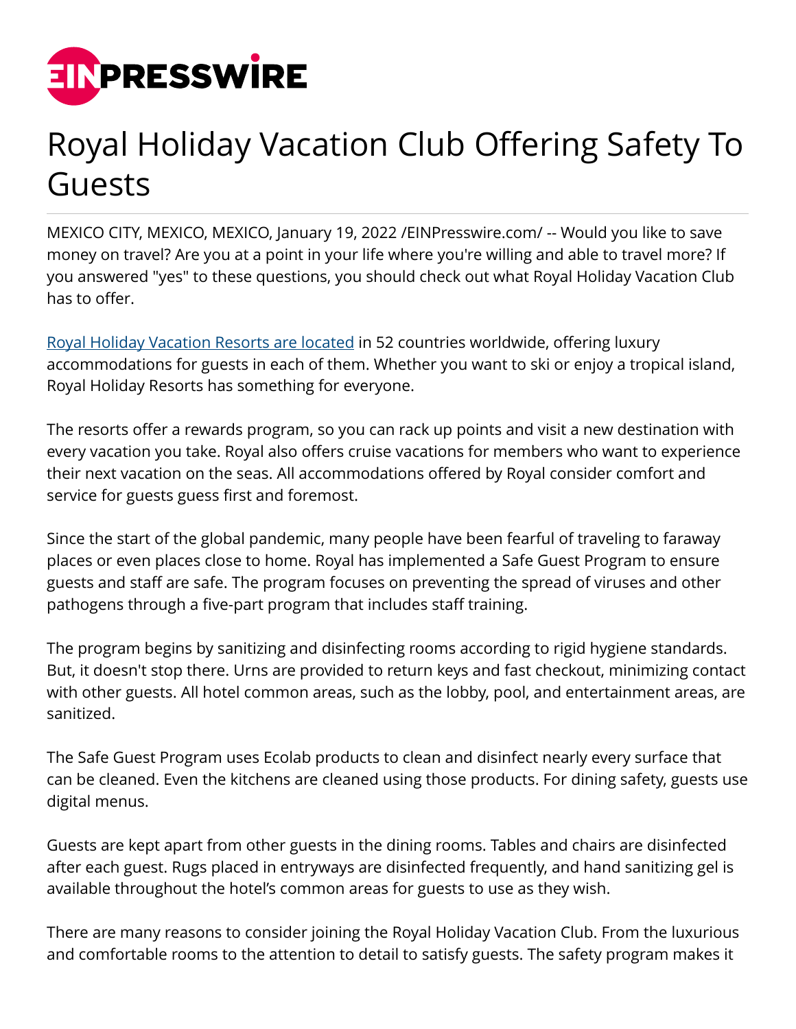# Royal Holiday Vacation Club Offering Safety To Guests

MEXICO CITY, MEXICO, MEXICO, January 19, 2022 /EINPresswire.com/ -- Would you like to save money on travel? Are you at a point in your life where you're willing and able to travel more? If you answered "yes" to these questions, you should check out what Royal Holiday Vacation Club has to offer.

Royal Holiday Vacation Resorts are located in 52 countries worldwide, offering luxury accommodations for guests in each of them. Whether you want to ski or enjoy a tropical island, Royal Holiday Resorts has something for everyone.

The resorts offer a rewards program, so you can rack up points and visit a new destination with every vacation you take. Royal also offers cruise vacations for members who want to experience their next vacation on the seas. All accommodations offered by Royal consider comfort and service for guests guess first and foremost.

Since the start of the global pandemic, many people have been fearful of traveling to faraway places or even places close to home. Royal has implemented a Safe Guest Program to ensure guests and staff are safe. The program focuses on preventing the spread of viruses and other pathogens through a five-part program that includes staff training.

The program begins by sanitizing and disinfecting rooms according to rigid hygiene standards. But, it doesn't stop there. Urns are provided to return keys and fast checkout, minimizing contact with other guests. All hotel common areas, such as the lobby, pool, and entertainment areas, are sanitized.

The Safe Guest Program uses Ecolab products to clean and disinfect nearly every surface that can be cleaned. Even the kitchens are cleaned using those products. For dining safety, guests use digital menus.

Guests are kept apart from other guests in the dining rooms. Tables and chairs are disinfected after each guest. Rugs placed in entryways are disinfected frequently, and hand sanitizing gel is available throughout the hotel's common areas for guests to use as they wish.

There are many reasons to consider joining the Royal Holiday Vacation Club. From the luxurious and comfortable rooms to the attention to detail to satisfy guests. The safety program makes it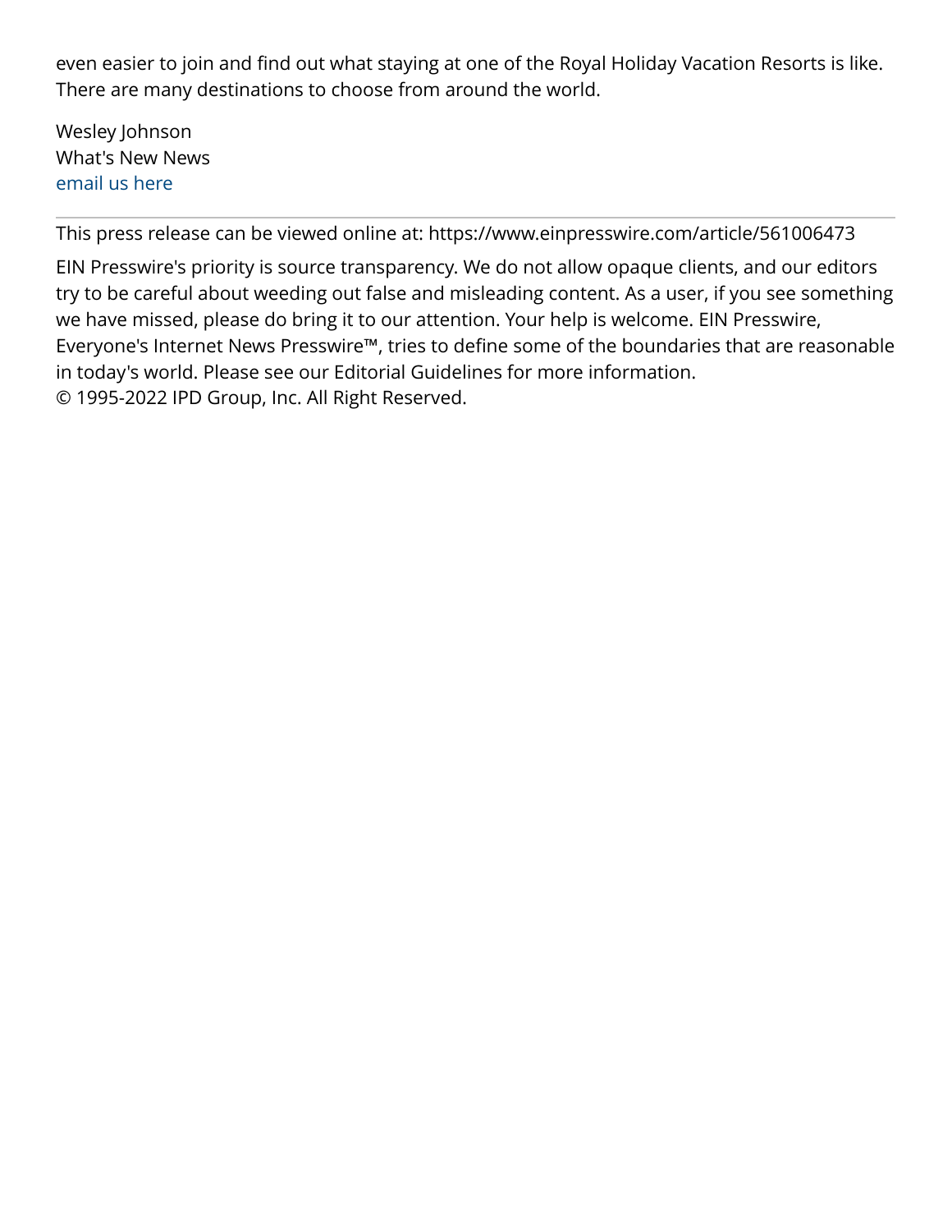even easier to join and find out what staying at one of the Royal Holiday Vacation Resorts is like. There are many destinations to choose from around the world.

Wesley Johnson
What's New News
email us here

---

This press release can be viewed online at: https://www.einpresswire.com/article/561006473

EIN Presswire's priority is source transparency. We do not allow opaque clients, and our editors try to be careful about weeding out false and misleading content. As a user, if you see something we have missed, please do bring it to our attention. Your help is welcome. EIN Presswire, Everyone's Internet News Presswire™, tries to define some of the boundaries that are reasonable in today's world. Please see our Editorial Guidelines for more information.
© 1995-2022 IPD Group, Inc. All Right Reserved.